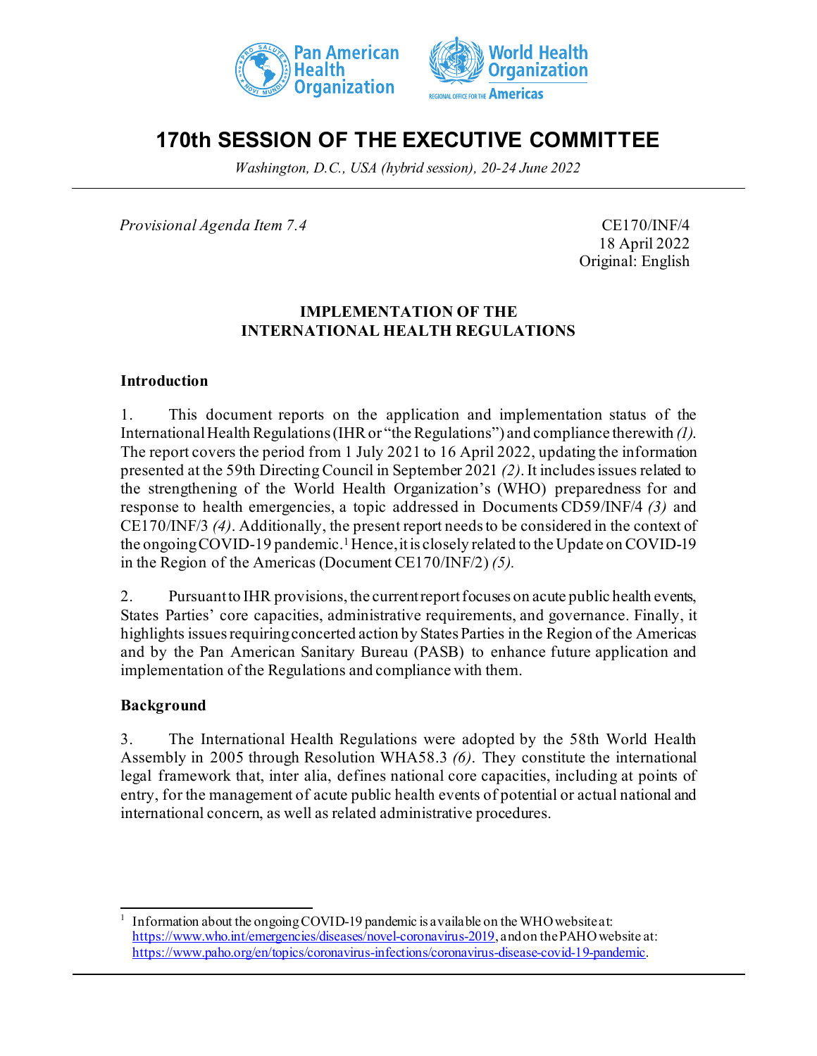# 170th SESSION OF THE EXECUTIVE COMMITTEE

*Washington, D.C., USA (hybrid session), 20-24 June 2022*

*Provisional Agenda Item 7.4*

CE170/INF/4
18 April 2022
Original: English

## IMPLEMENTATION OF THE INTERNATIONAL HEALTH REGULATIONS

### Introduction

1. This document reports on the application and implementation status of the International Health Regulations (IHR or "the Regulations") and compliance therewith *(1)*. The report covers the period from 1 July 2021 to 16 April 2022, updating the information presented at the 59th Directing Council in September 2021 *(2)*. It includes issues related to the strengthening of the World Health Organization's (WHO) preparedness for and response to health emergencies, a topic addressed in Documents CD59/INF/4 *(3)* and CE170/INF/3 *(4)*. Additionally, the present report needs to be considered in the context of the ongoing COVID-19 pandemic.[1] Hence, it is closely related to the Update on COVID-19 in the Region of the Americas (Document CE170/INF/2) *(5)*.

2. Pursuant to IHR provisions, the current report focuses on acute public health events, States Parties' core capacities, administrative requirements, and governance. Finally, it highlights issues requiring concerted action by States Parties in the Region of the Americas and by the Pan American Sanitary Bureau (PASB) to enhance future application and implementation of the Regulations and compliance with them.

### Background

3. The International Health Regulations were adopted by the 58th World Health Assembly in 2005 through Resolution WHA58.3 *(6)*. They constitute the international legal framework that, inter alia, defines national core capacities, including at points of entry, for the management of acute public health events of potential or actual national and international concern, as well as related administrative procedures.

---

[1] Information about the ongoing COVID-19 pandemic is available on the WHO website at: https://www.who.int/emergencies/diseases/novel-coronavirus-2019, and on the PAHO website at: https://www.paho.org/en/topics/coronavirus-infections/coronavirus-disease-covid-19-pandemic.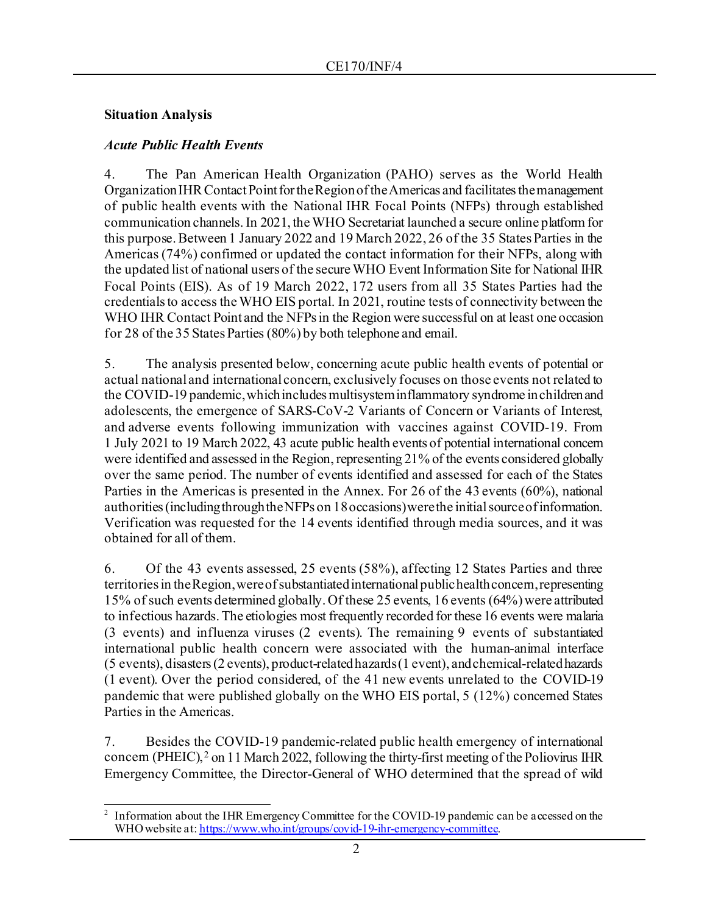## Situation Analysis

### *Acute Public Health Events*

4. The Pan American Health Organization (PAHO) serves as the World Health Organization IHR Contact Point for the Region of the Americas and facilitates the management of public health events with the National IHR Focal Points (NFPs) through established communication channels. In 2021, the WHO Secretariat launched a secure online platform for this purpose. Between 1 January 2022 and 19 March 2022, 26 of the 35 States Parties in the Americas (74%) confirmed or updated the contact information for their NFPs, along with the updated list of national users of the secure WHO Event Information Site for National IHR Focal Points (EIS). As of 19 March 2022, 172 users from all 35 States Parties had the credentials to access the WHO EIS portal. In 2021, routine tests of connectivity between the WHO IHR Contact Point and the NFPs in the Region were successful on at least one occasion for 28 of the 35 States Parties (80%) by both telephone and email.

5. The analysis presented below, concerning acute public health events of potential or actual national and international concern, exclusively focuses on those events not related to the COVID-19 pandemic, which includes multisystem inflammatory syndrome in children and adolescents, the emergence of SARS-CoV-2 Variants of Concern or Variants of Interest, and adverse events following immunization with vaccines against COVID-19. From 1 July 2021 to 19 March 2022, 43 acute public health events of potential international concern were identified and assessed in the Region, representing 21% of the events considered globally over the same period. The number of events identified and assessed for each of the States Parties in the Americas is presented in the Annex. For 26 of the 43 events (60%), national authorities (including through the NFPs on 18 occasions) were the initial source of information. Verification was requested for the 14 events identified through media sources, and it was obtained for all of them.

6. Of the 43 events assessed, 25 events (58%), affecting 12 States Parties and three territories in the Region, were of substantiated international public health concern, representing 15% of such events determined globally. Of these 25 events, 16 events (64%) were attributed to infectious hazards. The etiologies most frequently recorded for these 16 events were malaria (3 events) and influenza viruses (2 events). The remaining 9 events of substantiated international public health concern were associated with the human-animal interface (5 events), disasters (2 events), product-related hazards (1 event), and chemical-related hazards (1 event). Over the period considered, of the 41 new events unrelated to the COVID-19 pandemic that were published globally on the WHO EIS portal, 5 (12%) concerned States Parties in the Americas.

7. Besides the COVID-19 pandemic-related public health emergency of international concern (PHEIC),[2] on 11 March 2022, following the thirty-first meeting of the Poliovirus IHR Emergency Committee, the Director-General of WHO determined that the spread of wild

[2] Information about the IHR Emergency Committee for the COVID-19 pandemic can be accessed on the WHO website at: https://www.who.int/groups/covid-19-ihr-emergency-committee.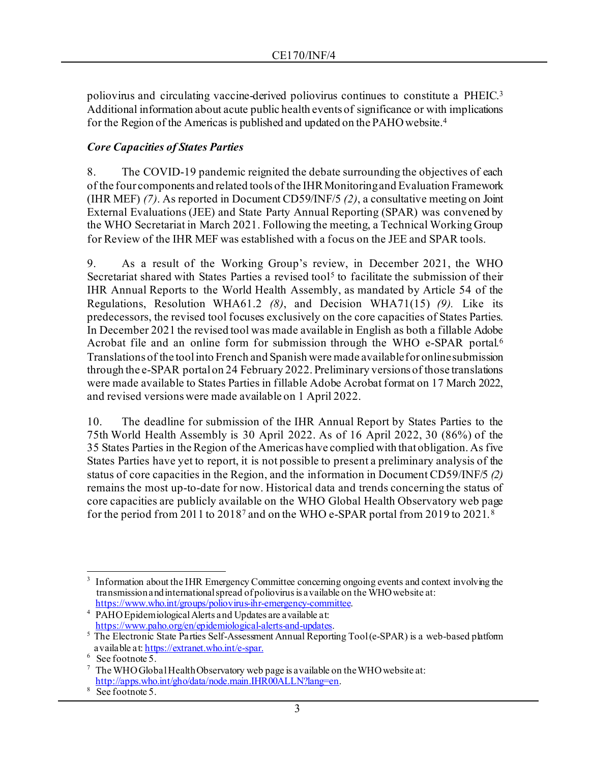poliovirus and circulating vaccine-derived poliovirus continues to constitute a PHEIC.[3] Additional information about acute public health events of significance or with implications for the Region of the Americas is published and updated on the PAHO website.[4]

### *Core Capacities of States Parties*

8. The COVID-19 pandemic reignited the debate surrounding the objectives of each of the four components and related tools of the IHR Monitoring and Evaluation Framework (IHR MEF) *(7)*. As reported in Document CD59/INF/5 *(2)*, a consultative meeting on Joint External Evaluations (JEE) and State Party Annual Reporting (SPAR) was convened by the WHO Secretariat in March 2021. Following the meeting, a Technical Working Group for Review of the IHR MEF was established with a focus on the JEE and SPAR tools.

9. As a result of the Working Group's review, in December 2021, the WHO Secretariat shared with States Parties a revised tool[5] to facilitate the submission of their IHR Annual Reports to the World Health Assembly, as mandated by Article 54 of the Regulations, Resolution WHA61.2 *(8)*, and Decision WHA71(15) *(9)*. Like its predecessors, the revised tool focuses exclusively on the core capacities of States Parties. In December 2021 the revised tool was made available in English as both a fillable Adobe Acrobat file and an online form for submission through the WHO e-SPAR portal.[6] Translations of the tool into French and Spanish were made available for online submission through the e-SPAR portal on 24 February 2022. Preliminary versions of those translations were made available to States Parties in fillable Adobe Acrobat format on 17 March 2022, and revised versions were made available on 1 April 2022.

10. The deadline for submission of the IHR Annual Report by States Parties to the 75th World Health Assembly is 30 April 2022. As of 16 April 2022, 30 (86%) of the 35 States Parties in the Region of the Americas have complied with that obligation. As five States Parties have yet to report, it is not possible to present a preliminary analysis of the status of core capacities in the Region, and the information in Document CD59/INF/5 *(2)* remains the most up-to-date for now. Historical data and trends concerning the status of core capacities are publicly available on the WHO Global Health Observatory web page for the period from 2011 to 2018[7] and on the WHO e-SPAR portal from 2019 to 2021.[8]

---

[3] Information about the IHR Emergency Committee concerning ongoing events and context involving the transmission and international spread of poliovirus is available on the WHO website at: https://www.who.int/groups/poliovirus-ihr-emergency-committee.

[4] PAHO Epidemiological Alerts and Updates are available at: https://www.paho.org/en/epidemiological-alerts-and-updates.

[5] The Electronic State Parties Self-Assessment Annual Reporting Tool (e-SPAR) is a web-based platform available at: https://extranet.who.int/e-spar.

[6] See footnote 5.

[7] The WHO Global Health Observatory web page is available on the WHO website at: http://apps.who.int/gho/data/node.main.IHR00ALLN?lang=en.

[8] See footnote 5.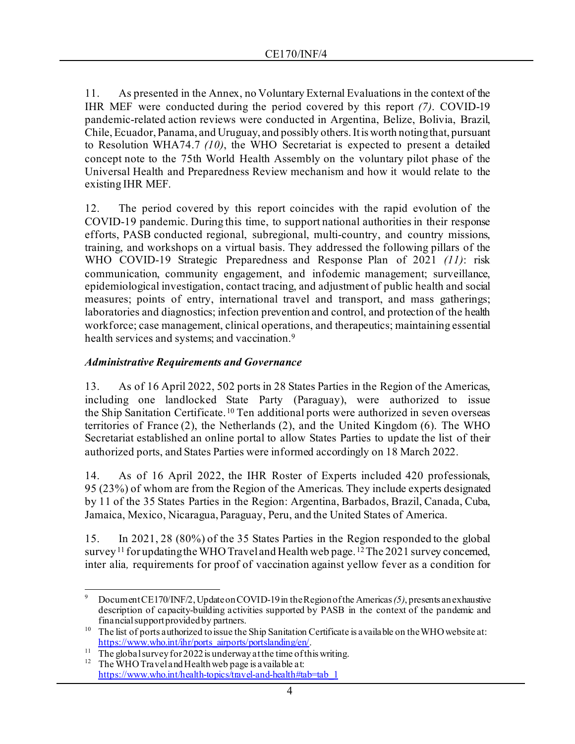11. As presented in the Annex, no Voluntary External Evaluations in the context of the IHR MEF were conducted during the period covered by this report *(7)*. COVID-19 pandemic-related action reviews were conducted in Argentina, Belize, Bolivia, Brazil, Chile, Ecuador, Panama, and Uruguay, and possibly others. It is worth noting that, pursuant to Resolution WHA74.7 *(10)*, the WHO Secretariat is expected to present a detailed concept note to the 75th World Health Assembly on the voluntary pilot phase of the Universal Health and Preparedness Review mechanism and how it would relate to the existing IHR MEF.

12. The period covered by this report coincides with the rapid evolution of the COVID-19 pandemic. During this time, to support national authorities in their response efforts, PASB conducted regional, subregional, multi-country, and country missions, training, and workshops on a virtual basis. They addressed the following pillars of the WHO COVID-19 Strategic Preparedness and Response Plan of 2021 *(11)*: risk communication, community engagement, and infodemic management; surveillance, epidemiological investigation, contact tracing, and adjustment of public health and social measures; points of entry, international travel and transport, and mass gatherings; laboratories and diagnostics; infection prevention and control, and protection of the health workforce; case management, clinical operations, and therapeutics; maintaining essential health services and systems; and vaccination.[9]

### *Administrative Requirements and Governance*

13. As of 16 April 2022, 502 ports in 28 States Parties in the Region of the Americas, including one landlocked State Party (Paraguay), were authorized to issue the Ship Sanitation Certificate.[10] Ten additional ports were authorized in seven overseas territories of France (2), the Netherlands (2), and the United Kingdom (6). The WHO Secretariat established an online portal to allow States Parties to update the list of their authorized ports, and States Parties were informed accordingly on 18 March 2022.

14. As of 16 April 2022, the IHR Roster of Experts included 420 professionals, 95 (23%) of whom are from the Region of the Americas. They include experts designated by 11 of the 35 States Parties in the Region: Argentina, Barbados, Brazil, Canada, Cuba, Jamaica, Mexico, Nicaragua, Paraguay, Peru, and the United States of America.

15. In 2021, 28 (80%) of the 35 States Parties in the Region responded to the global survey[11] for updating the WHO Travel and Health web page.[12] The 2021 survey concerned, inter alia*,* requirements for proof of vaccination against yellow fever as a condition for

---

[9] Document CE170/INF/2, Update on COVID-19 in the Region of the Americas *(5)*, presents an exhaustive description of capacity-building activities supported by PASB in the context of the pandemic and financial support provided by partners.

[10] The list of ports authorized to issue the Ship Sanitation Certificate is available on the WHO website at: https://www.who.int/ihr/ports_airports/portslanding/en/.

[11] The global survey for 2022 is underway at the time of this writing.

[12] The WHO Travel and Health web page is available at: https://www.who.int/health-topics/travel-and-health#tab=tab_1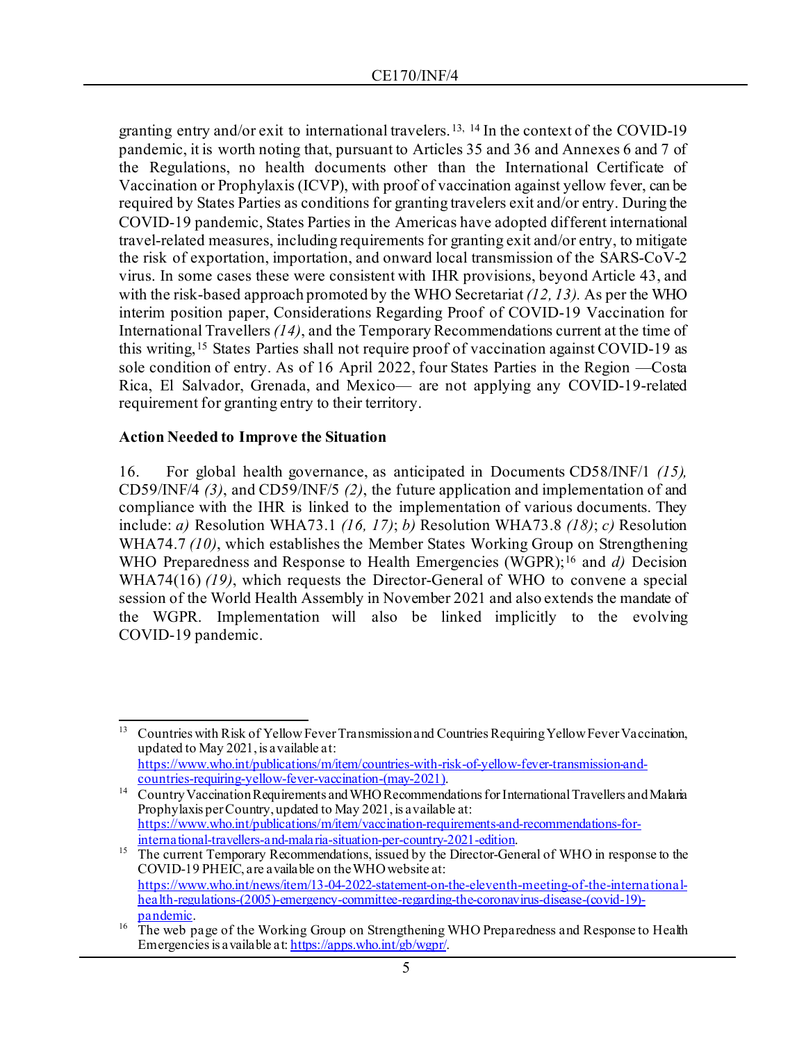granting entry and/or exit to international travelers.[13, 14] In the context of the COVID-19 pandemic, it is worth noting that, pursuant to Articles 35 and 36 and Annexes 6 and 7 of the Regulations, no health documents other than the International Certificate of Vaccination or Prophylaxis (ICVP), with proof of vaccination against yellow fever, can be required by States Parties as conditions for granting travelers exit and/or entry. During the COVID-19 pandemic, States Parties in the Americas have adopted different international travel-related measures, including requirements for granting exit and/or entry, to mitigate the risk of exportation, importation, and onward local transmission of the SARS-CoV-2 virus. In some cases these were consistent with IHR provisions, beyond Article 43, and with the risk-based approach promoted by the WHO Secretariat *(12, 13).* As per the WHO interim position paper, Considerations Regarding Proof of COVID-19 Vaccination for International Travellers *(14)*, and the Temporary Recommendations current at the time of this writing,[15] States Parties shall not require proof of vaccination against COVID-19 as sole condition of entry. As of 16 April 2022, four States Parties in the Region —Costa Rica, El Salvador, Grenada, and Mexico— are not applying any COVID-19-related requirement for granting entry to their territory.

**Action Needed to Improve the Situation**

16. For global health governance, as anticipated in Documents CD58/INF/1 *(15),* CD59/INF/4 *(3)*, and CD59/INF/5 *(2)*, the future application and implementation of and compliance with the IHR is linked to the implementation of various documents. They include: *a)* Resolution WHA73.1 *(16, 17)*; *b)* Resolution WHA73.8 *(18)*; *c)* Resolution WHA74.7 *(10)*, which establishes the Member States Working Group on Strengthening WHO Preparedness and Response to Health Emergencies (WGPR);[16] and *d)* Decision WHA74(16) *(19)*, which requests the Director-General of WHO to convene a special session of the World Health Assembly in November 2021 and also extends the mandate of the WGPR. Implementation will also be linked implicitly to the evolving COVID-19 pandemic.

---

[13] Countries with Risk of Yellow Fever Transmission and Countries Requiring Yellow Fever Vaccination, updated to May 2021, is available at: https://www.who.int/publications/m/item/countries-with-risk-of-yellow-fever-transmission-and-countries-requiring-yellow-fever-vaccination-(may-2021).

[14] Country Vaccination Requirements and WHO Recommendations for International Travellers and Malaria Prophylaxis per Country, updated to May 2021, is available at: https://www.who.int/publications/m/item/vaccination-requirements-and-recommendations-for-international-travellers-and-malaria-situation-per-country-2021-edition.

[15] The current Temporary Recommendations, issued by the Director-General of WHO in response to the COVID-19 PHEIC, are available on the WHO website at: https://www.who.int/news/item/13-04-2022-statement-on-the-eleventh-meeting-of-the-international-health-regulations-(2005)-emergency-committee-regarding-the-coronavirus-disease-(covid-19)-pandemic.

[16] The web page of the Working Group on Strengthening WHO Preparedness and Response to Health Emergencies is available at: https://apps.who.int/gb/wgpr/.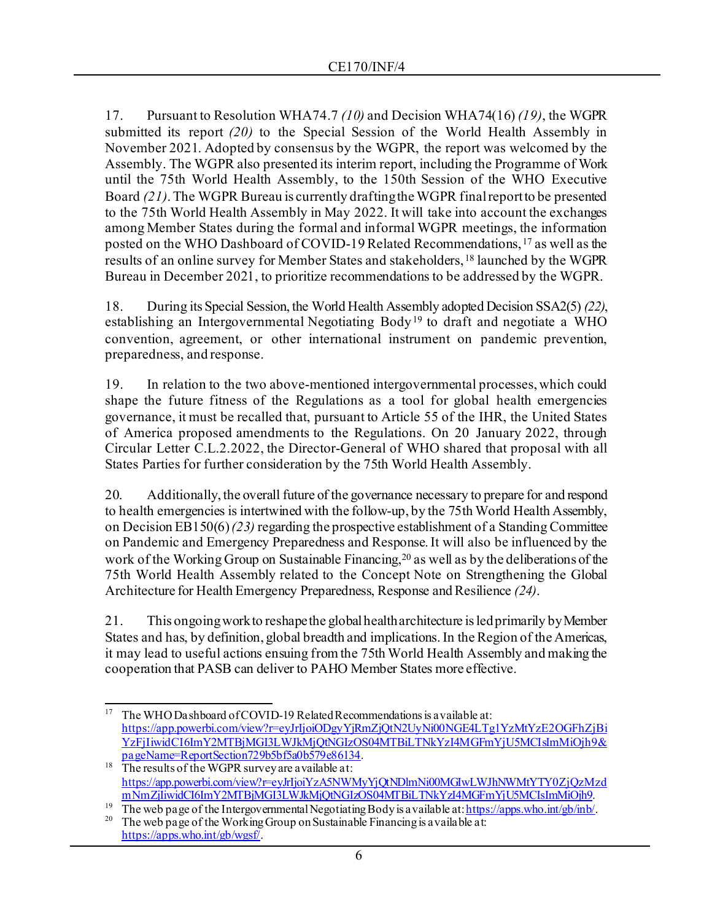17. Pursuant to Resolution WHA74.7 *(10)* and Decision WHA74(16) *(19)*, the WGPR submitted its report *(20)* to the Special Session of the World Health Assembly in November 2021. Adopted by consensus by the WGPR, the report was welcomed by the Assembly. The WGPR also presented its interim report, including the Programme of Work until the 75th World Health Assembly, to the 150th Session of the WHO Executive Board *(21)*. The WGPR Bureau is currently drafting the WGPR final report to be presented to the 75th World Health Assembly in May 2022. It will take into account the exchanges among Member States during the formal and informal WGPR meetings, the information posted on the WHO Dashboard of COVID-19 Related Recommendations,[17] as well as the results of an online survey for Member States and stakeholders,[18] launched by the WGPR Bureau in December 2021, to prioritize recommendations to be addressed by the WGPR.

18. During its Special Session, the World Health Assembly adopted Decision SSA2(5) *(22)*, establishing an Intergovernmental Negotiating Body[19] to draft and negotiate a WHO convention, agreement, or other international instrument on pandemic prevention, preparedness, and response.

19. In relation to the two above-mentioned intergovernmental processes, which could shape the future fitness of the Regulations as a tool for global health emergencies governance, it must be recalled that, pursuant to Article 55 of the IHR, the United States of America proposed amendments to the Regulations. On 20 January 2022, through Circular Letter C.L.2.2022, the Director-General of WHO shared that proposal with all States Parties for further consideration by the 75th World Health Assembly.

20. Additionally, the overall future of the governance necessary to prepare for and respond to health emergencies is intertwined with the follow-up, by the 75th World Health Assembly, on Decision EB150(6) *(23)* regarding the prospective establishment of a Standing Committee on Pandemic and Emergency Preparedness and Response. It will also be influenced by the work of the Working Group on Sustainable Financing,[20] as well as by the deliberations of the 75th World Health Assembly related to the Concept Note on Strengthening the Global Architecture for Health Emergency Preparedness, Response and Resilience *(24)*.

21. This ongoing work to reshape the global health architecture is led primarily by Member States and has, by definition, global breadth and implications. In the Region of the Americas, it may lead to useful actions ensuing from the 75th World Health Assembly and making the cooperation that PASB can deliver to PAHO Member States more effective.

---

[17] The WHO Dashboard of COVID-19 Related Recommendations is available at: https://app.powerbi.com/view?r=eyJrIjoiODgyYjRmZjQtN2UyNi00NGE4LTg1YzMtYzE2OGFhZjBiYzFjIiwidCI6ImY2MTBjMGI3LWJkMjQtNGIzOS04MTBiLTNkYzI4MGFmYjU5MCIsImMiOjh9&pageName=ReportSection729b5bf5a0b579e86134.

[18] The results of the WGPR survey are available at: https://app.powerbi.com/view?r=eyJrIjoiYzA5NWMyYjQtNDlmNi00MGIwLWJhNWMtYTY0ZjQzMzdmNmZjIiwidCI6ImY2MTBjMGI3LWJkMjQtNGIzOS04MTBiLTNkYzI4MGFmYjU5MCIsImMiOjh9.

[19] The web page of the Intergovernmental Negotiating Body is available at: https://apps.who.int/gb/inb/.

[20] The web page of the Working Group on Sustainable Financing is available at: https://apps.who.int/gb/wgsf/.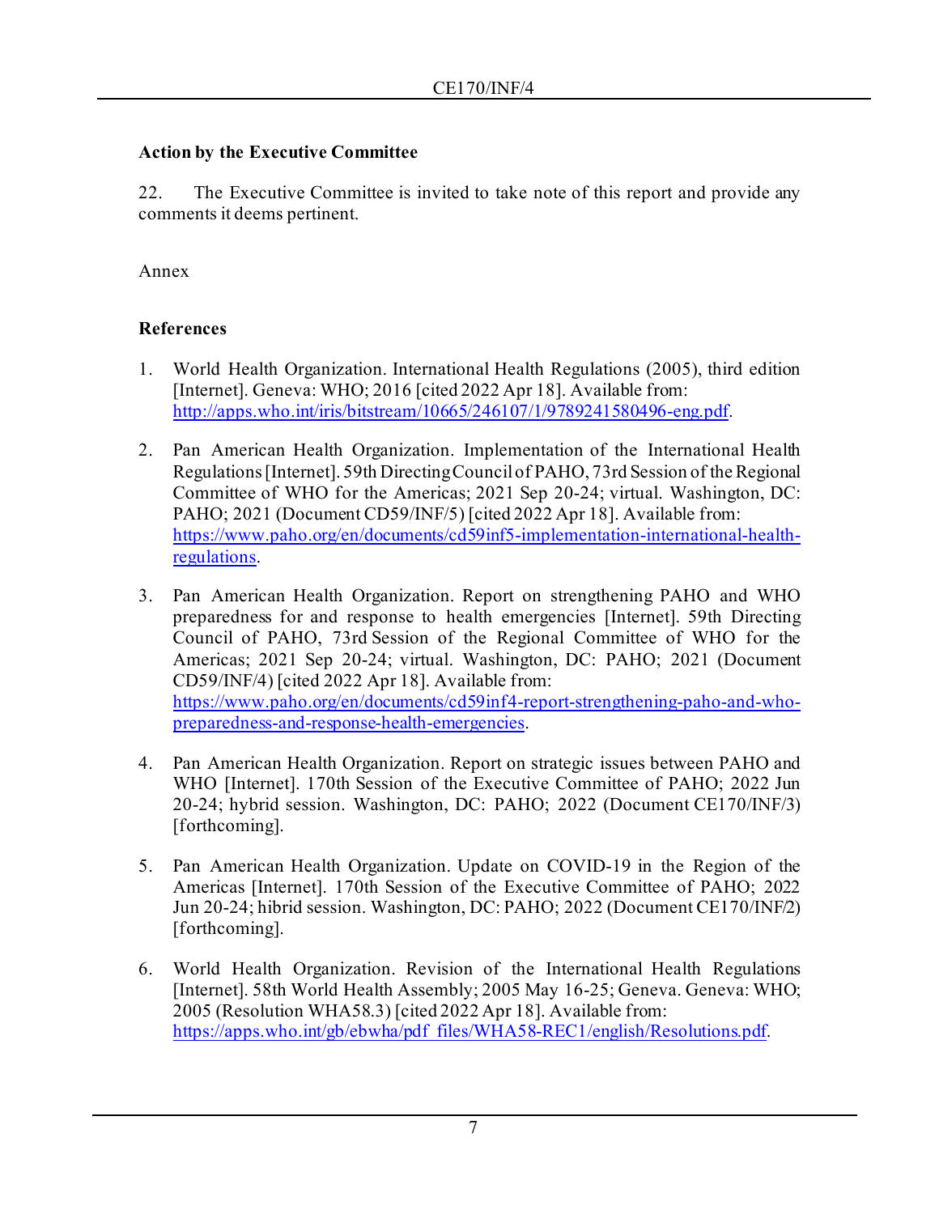### Action by the Executive Committee

22. The Executive Committee is invited to take note of this report and provide any comments it deems pertinent.

Annex

### References

1. World Health Organization. International Health Regulations (2005), third edition [Internet]. Geneva: WHO; 2016 [cited 2022 Apr 18]. Available from: http://apps.who.int/iris/bitstream/10665/246107/1/9789241580496-eng.pdf.

2. Pan American Health Organization. Implementation of the International Health Regulations [Internet]. 59th Directing Council of PAHO, 73rd Session of the Regional Committee of WHO for the Americas; 2021 Sep 20-24; virtual. Washington, DC: PAHO; 2021 (Document CD59/INF/5) [cited 2022 Apr 18]. Available from: https://www.paho.org/en/documents/cd59inf5-implementation-international-health-regulations.

3. Pan American Health Organization. Report on strengthening PAHO and WHO preparedness for and response to health emergencies [Internet]. 59th Directing Council of PAHO, 73rd Session of the Regional Committee of WHO for the Americas; 2021 Sep 20-24; virtual. Washington, DC: PAHO; 2021 (Document CD59/INF/4) [cited 2022 Apr 18]. Available from: https://www.paho.org/en/documents/cd59inf4-report-strengthening-paho-and-who-preparedness-and-response-health-emergencies.

4. Pan American Health Organization. Report on strategic issues between PAHO and WHO [Internet]. 170th Session of the Executive Committee of PAHO; 2022 Jun 20-24; hybrid session. Washington, DC: PAHO; 2022 (Document CE170/INF/3) [forthcoming].

5. Pan American Health Organization. Update on COVID-19 in the Region of the Americas [Internet]. 170th Session of the Executive Committee of PAHO; 2022 Jun 20-24; hibrid session. Washington, DC: PAHO; 2022 (Document CE170/INF/2) [forthcoming].

6. World Health Organization. Revision of the International Health Regulations [Internet]. 58th World Health Assembly; 2005 May 16-25; Geneva. Geneva: WHO; 2005 (Resolution WHA58.3) [cited 2022 Apr 18]. Available from: https://apps.who.int/gb/ebwha/pdf_files/WHA58-REC1/english/Resolutions.pdf.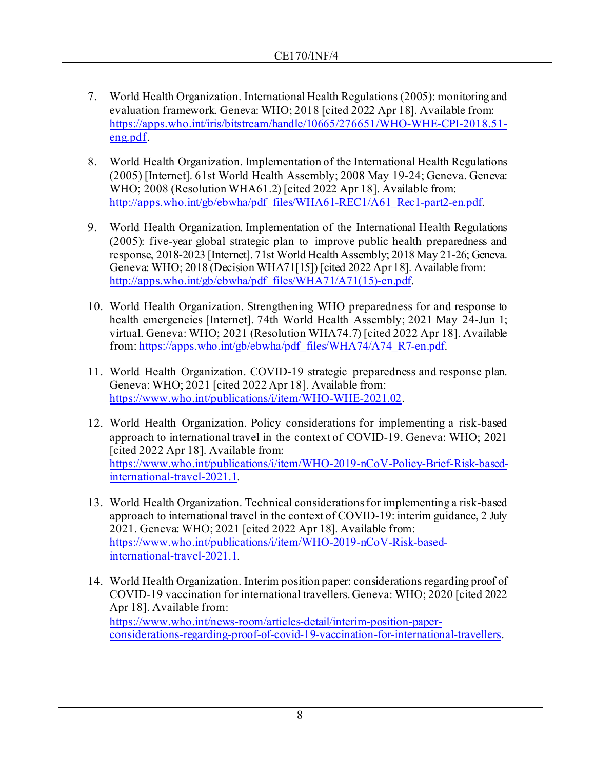7. World Health Organization. International Health Regulations (2005): monitoring and evaluation framework. Geneva: WHO; 2018 [cited 2022 Apr 18]. Available from: https://apps.who.int/iris/bitstream/handle/10665/276651/WHO-WHE-CPI-2018.51-eng.pdf.

8. World Health Organization. Implementation of the International Health Regulations (2005) [Internet]. 61st World Health Assembly; 2008 May 19-24; Geneva. Geneva: WHO; 2008 (Resolution WHA61.2) [cited 2022 Apr 18]. Available from: http://apps.who.int/gb/ebwha/pdf_files/WHA61-REC1/A61_Rec1-part2-en.pdf.

9. World Health Organization. Implementation of the International Health Regulations (2005): five-year global strategic plan to improve public health preparedness and response, 2018-2023 [Internet]. 71st World Health Assembly; 2018 May 21-26; Geneva. Geneva: WHO; 2018 (Decision WHA71[15]) [cited 2022 Apr 18]. Available from: http://apps.who.int/gb/ebwha/pdf_files/WHA71/A71(15)-en.pdf.

10. World Health Organization. Strengthening WHO preparedness for and response to health emergencies [Internet]. 74th World Health Assembly; 2021 May 24-Jun 1; virtual. Geneva: WHO; 2021 (Resolution WHA74.7) [cited 2022 Apr 18]. Available from: https://apps.who.int/gb/ebwha/pdf_files/WHA74/A74_R7-en.pdf.

11. World Health Organization. COVID-19 strategic preparedness and response plan. Geneva: WHO; 2021 [cited 2022 Apr 18]. Available from: https://www.who.int/publications/i/item/WHO-WHE-2021.02.

12. World Health Organization. Policy considerations for implementing a risk-based approach to international travel in the context of COVID-19. Geneva: WHO; 2021 [cited 2022 Apr 18]. Available from: https://www.who.int/publications/i/item/WHO-2019-nCoV-Policy-Brief-Risk-based-international-travel-2021.1.

13. World Health Organization. Technical considerations for implementing a risk-based approach to international travel in the context of COVID-19: interim guidance, 2 July 2021. Geneva: WHO; 2021 [cited 2022 Apr 18]. Available from: https://www.who.int/publications/i/item/WHO-2019-nCoV-Risk-based-international-travel-2021.1.

14. World Health Organization. Interim position paper: considerations regarding proof of COVID-19 vaccination for international travellers. Geneva: WHO; 2020 [cited 2022 Apr 18]. Available from: https://www.who.int/news-room/articles-detail/interim-position-paper-considerations-regarding-proof-of-covid-19-vaccination-for-international-travellers.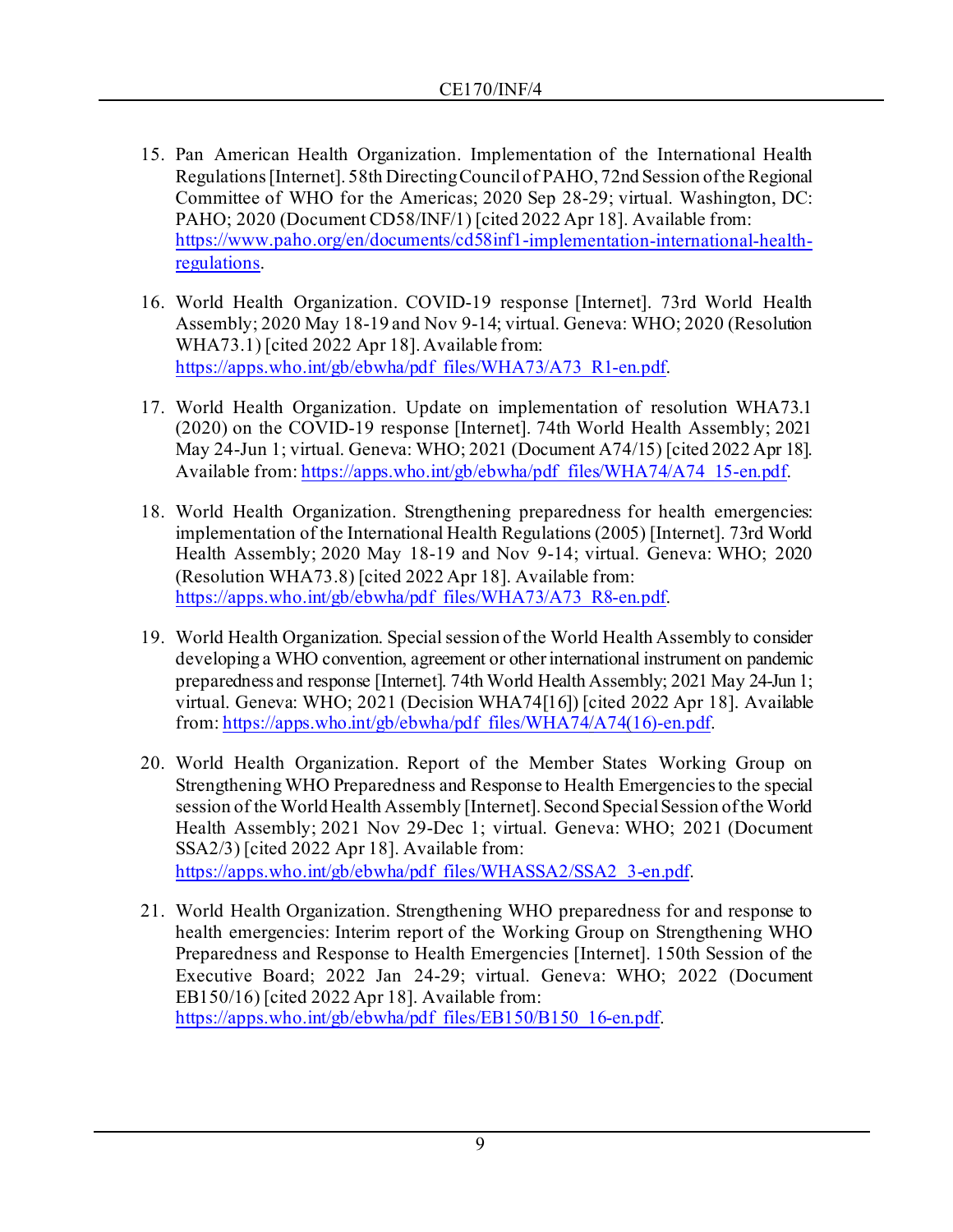15. Pan American Health Organization. Implementation of the International Health Regulations [Internet]. 58th Directing Council of PAHO, 72nd Session of the Regional Committee of WHO for the Americas; 2020 Sep 28-29; virtual. Washington, DC: PAHO; 2020 (Document CD58/INF/1) [cited 2022 Apr 18]. Available from: https://www.paho.org/en/documents/cd58inf1-implementation-international-health-regulations.

16. World Health Organization. COVID-19 response [Internet]. 73rd World Health Assembly; 2020 May 18-19 and Nov 9-14; virtual. Geneva: WHO; 2020 (Resolution WHA73.1) [cited 2022 Apr 18]. Available from: https://apps.who.int/gb/ebwha/pdf_files/WHA73/A73_R1-en.pdf.

17. World Health Organization. Update on implementation of resolution WHA73.1 (2020) on the COVID-19 response [Internet]. 74th World Health Assembly; 2021 May 24-Jun 1; virtual. Geneva: WHO; 2021 (Document A74/15) [cited 2022 Apr 18]. Available from: https://apps.who.int/gb/ebwha/pdf_files/WHA74/A74_15-en.pdf.

18. World Health Organization. Strengthening preparedness for health emergencies: implementation of the International Health Regulations (2005) [Internet]. 73rd World Health Assembly; 2020 May 18-19 and Nov 9-14; virtual. Geneva: WHO; 2020 (Resolution WHA73.8) [cited 2022 Apr 18]. Available from: https://apps.who.int/gb/ebwha/pdf_files/WHA73/A73_R8-en.pdf.

19. World Health Organization. Special session of the World Health Assembly to consider developing a WHO convention, agreement or other international instrument on pandemic preparedness and response [Internet]. 74th World Health Assembly; 2021 May 24-Jun 1; virtual. Geneva: WHO; 2021 (Decision WHA74[16]) [cited 2022 Apr 18]. Available from: https://apps.who.int/gb/ebwha/pdf_files/WHA74/A74(16)-en.pdf.

20. World Health Organization. Report of the Member States Working Group on Strengthening WHO Preparedness and Response to Health Emergencies to the special session of the World Health Assembly [Internet]. Second Special Session of the World Health Assembly; 2021 Nov 29-Dec 1; virtual. Geneva: WHO; 2021 (Document SSA2/3) [cited 2022 Apr 18]. Available from: https://apps.who.int/gb/ebwha/pdf_files/WHASSA2/SSA2_3-en.pdf.

21. World Health Organization. Strengthening WHO preparedness for and response to health emergencies: Interim report of the Working Group on Strengthening WHO Preparedness and Response to Health Emergencies [Internet]. 150th Session of the Executive Board; 2022 Jan 24-29; virtual. Geneva: WHO; 2022 (Document EB150/16) [cited 2022 Apr 18]. Available from: https://apps.who.int/gb/ebwha/pdf_files/EB150/B150_16-en.pdf.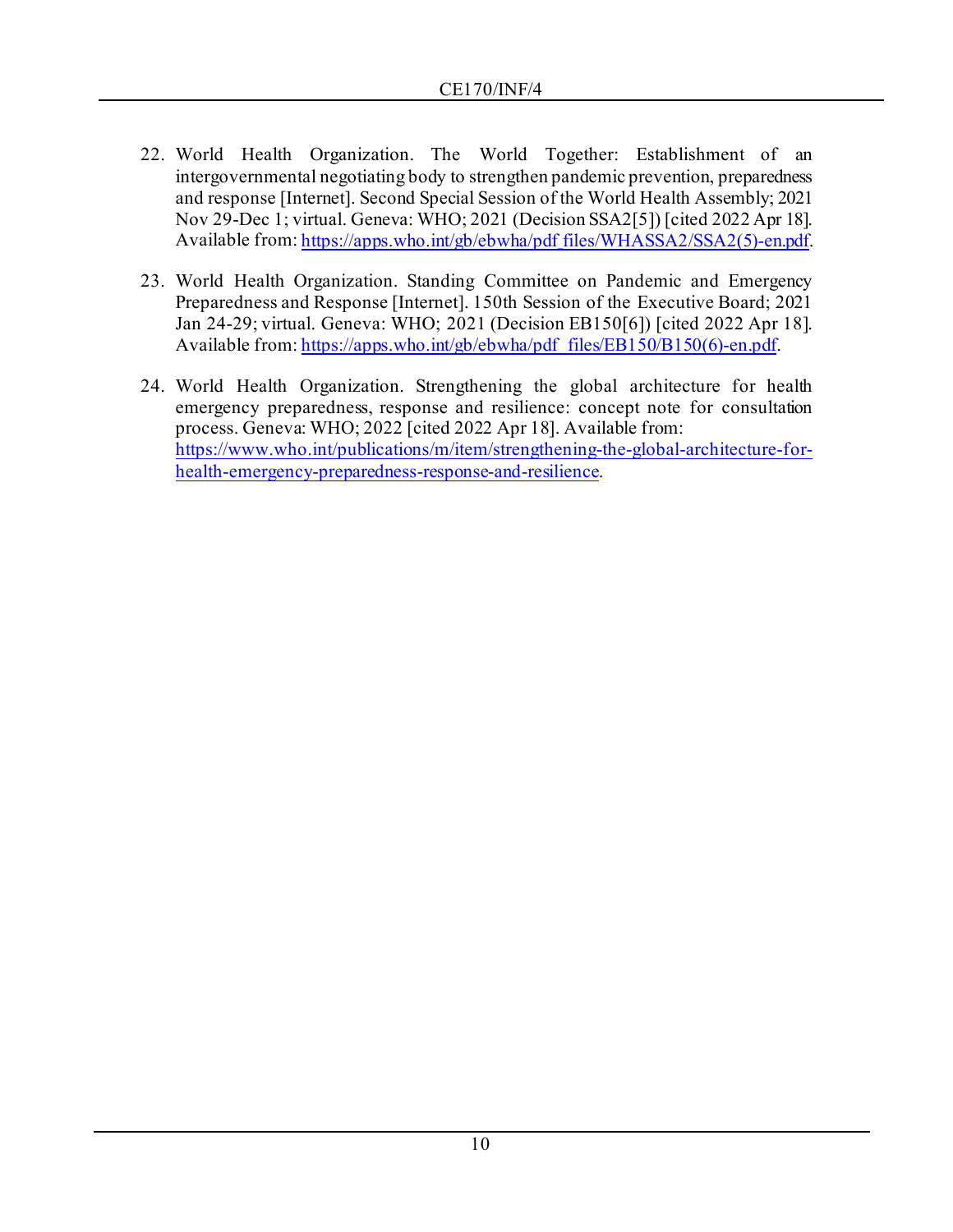22. World Health Organization. The World Together: Establishment of an intergovernmental negotiating body to strengthen pandemic prevention, preparedness and response [Internet]. Second Special Session of the World Health Assembly; 2021 Nov 29-Dec 1; virtual. Geneva: WHO; 2021 (Decision SSA2[5]) [cited 2022 Apr 18]. Available from: https://apps.who.int/gb/ebwha/pdf_files/WHASSA2/SSA2(5)-en.pdf.

23. World Health Organization. Standing Committee on Pandemic and Emergency Preparedness and Response [Internet]. 150th Session of the Executive Board; 2021 Jan 24-29; virtual. Geneva: WHO; 2021 (Decision EB150[6]) [cited 2022 Apr 18]. Available from: https://apps.who.int/gb/ebwha/pdf_files/EB150/B150(6)-en.pdf.

24. World Health Organization. Strengthening the global architecture for health emergency preparedness, response and resilience: concept note for consultation process. Geneva: WHO; 2022 [cited 2022 Apr 18]. Available from: https://www.who.int/publications/m/item/strengthening-the-global-architecture-for-health-emergency-preparedness-response-and-resilience.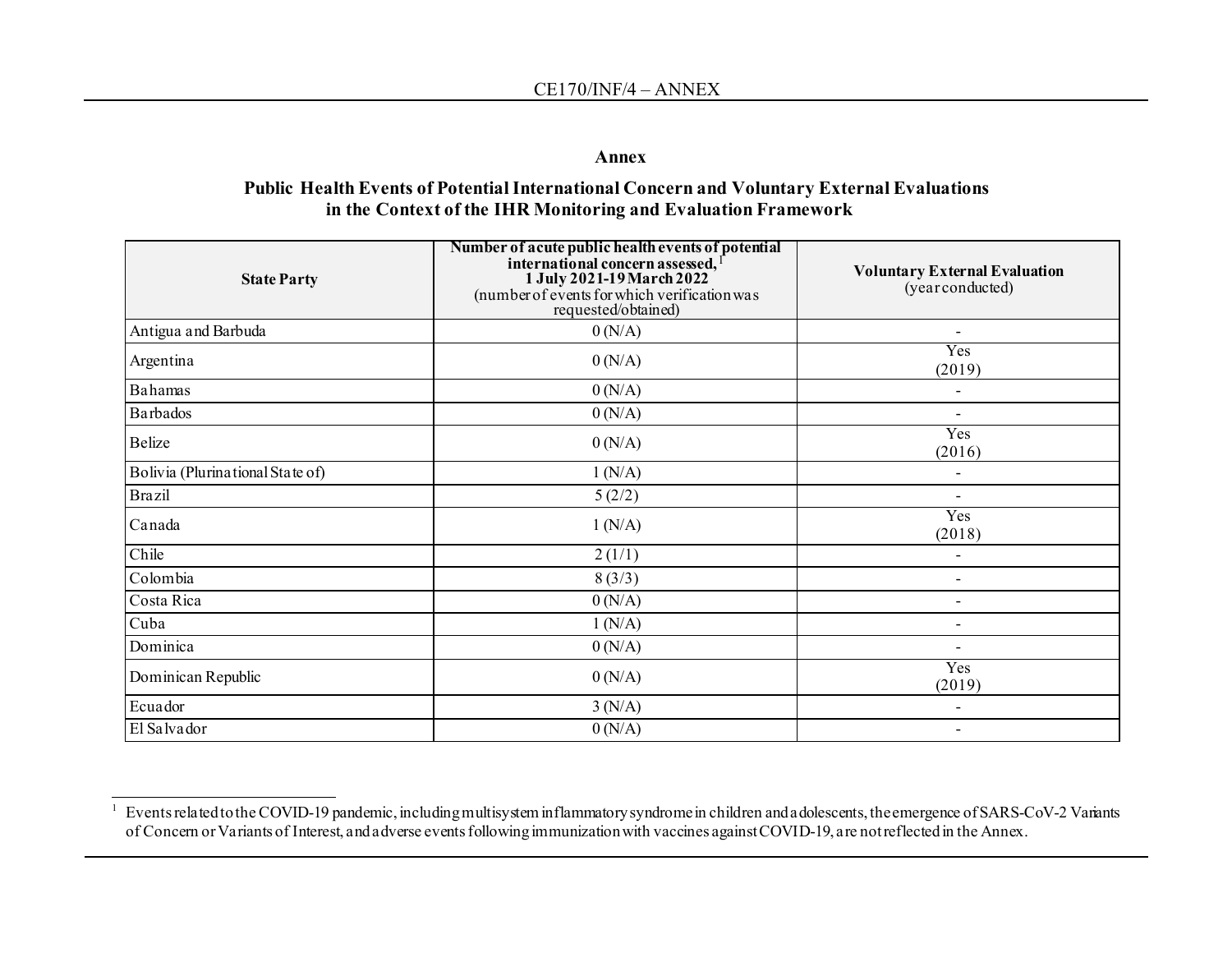**Annex**

**Public Health Events of Potential International Concern and Voluntary External Evaluations in the Context of the IHR Monitoring and Evaluation Framework**

| State Party | **Number of acute public health events of potential international concern assessed,**[1] **1 July 2021-19 March 2022** (number of events for which verification was requested/obtained) | **Voluntary External Evaluation** (year conducted) |
|---|---|---|
| Antigua and Barbuda | 0 (N/A) | - |
| Argentina | 0 (N/A) | Yes (2019) |
| Bahamas | 0 (N/A) | - |
| Barbados | 0 (N/A) | - |
| Belize | 0 (N/A) | Yes (2016) |
| Bolivia (Plurinational State of) | 1 (N/A) | - |
| Brazil | 5 (2/2) | - |
| Canada | 1 (N/A) | Yes (2018) |
| Chile | 2 (1/1) | - |
| Colombia | 8 (3/3) | - |
| Costa Rica | 0 (N/A) | - |
| Cuba | 1 (N/A) | - |
| Dominica | 0 (N/A) | - |
| Dominican Republic | 0 (N/A) | Yes (2019) |
| Ecuador | 3 (N/A) | - |
| El Salvador | 0 (N/A) | - |

[1] Events related to the COVID-19 pandemic, including multisystem inflammatory syndrome in children and adolescents, the emergence of SARS-CoV-2 Variants of Concern or Variants of Interest, and adverse events following immunization with vaccines against COVID-19, are not reflected in the Annex.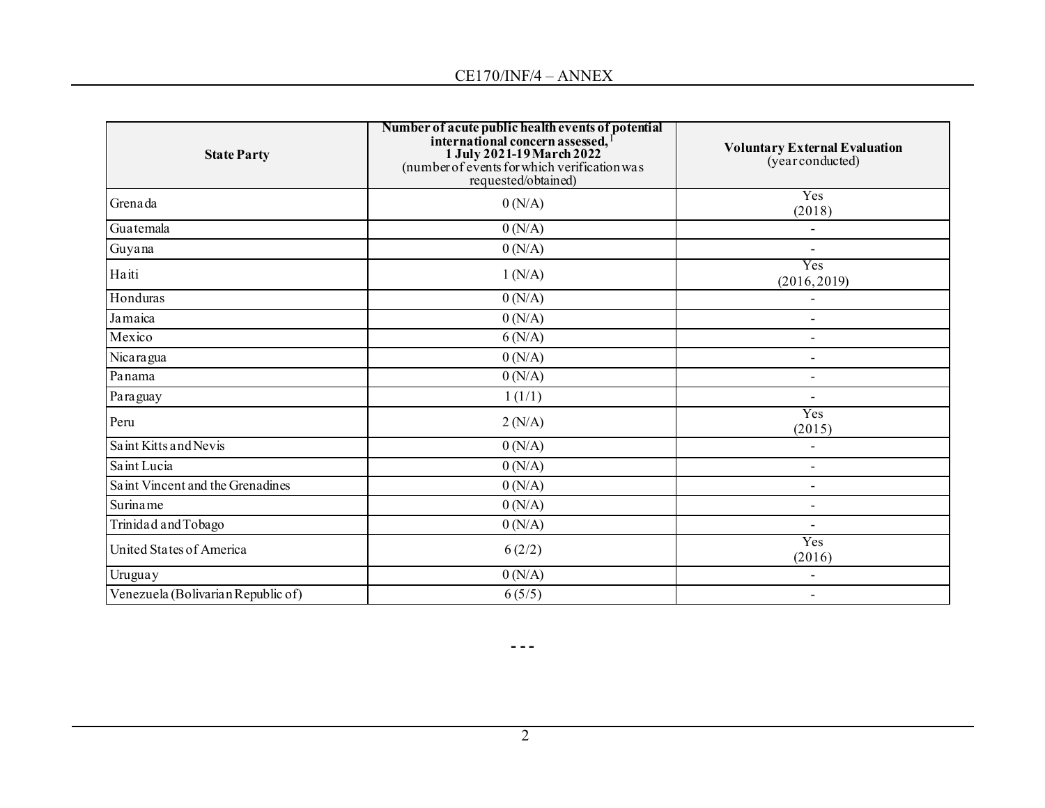| State Party | Number of acute public health events of potential international concern assessed,[1] 1 July 2021-19 March 2022 (number of events for which verification was requested/obtained) | Voluntary External Evaluation (year conducted) |
|---|---|---|
| Grenada | 0 (N/A) | Yes (2018) |
| Guatemala | 0 (N/A) | - |
| Guyana | 0 (N/A) | - |
| Haiti | 1 (N/A) | Yes (2016, 2019) |
| Honduras | 0 (N/A) | - |
| Jamaica | 0 (N/A) | - |
| Mexico | 6 (N/A) | - |
| Nicaragua | 0 (N/A) | - |
| Panama | 0 (N/A) | - |
| Paraguay | 1 (1/1) | - |
| Peru | 2 (N/A) | Yes (2015) |
| Saint Kitts and Nevis | 0 (N/A) | - |
| Saint Lucia | 0 (N/A) | - |
| Saint Vincent and the Grenadines | 0 (N/A) | - |
| Suriname | 0 (N/A) | - |
| Trinidad and Tobago | 0 (N/A) | - |
| United States of America | 6 (2/2) | Yes (2016) |
| Uruguay | 0 (N/A) | - |
| Venezuela (Bolivarian Republic of) | 6 (5/5) | - |

- - -